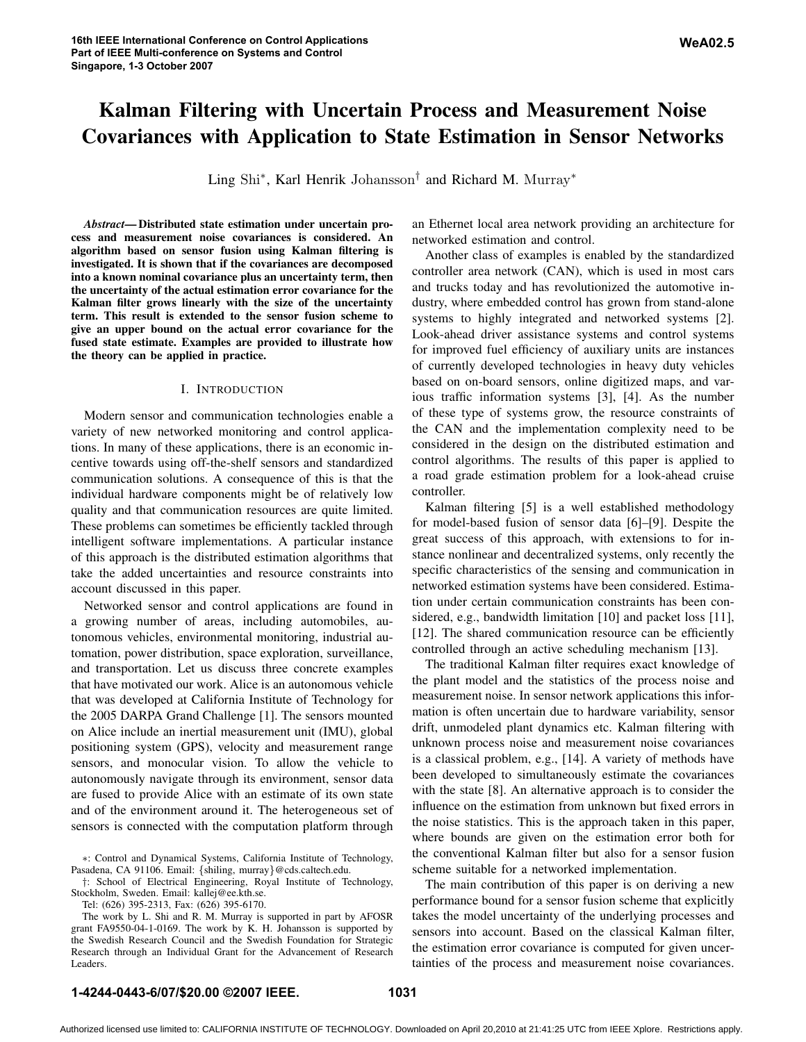# Kalman Filtering with Uncertain Process and Measurement Noise Covariances with Application to State Estimation in Sensor Networks

Ling Shi*, Karl Henrik Johansson† and Richard M. Murray*

***Abstract*— Distributed state estimation under uncertain process and measurement noise covariances is considered. An algorithm based on sensor fusion using Kalman filtering is investigated. It is shown that if the covariances are decomposed into a known nominal covariance plus an uncertainty term, then the uncertainty of the actual estimation error covariance for the Kalman filter grows linearly with the size of the uncertainty term. This result is extended to the sensor fusion scheme to give an upper bound on the actual error covariance for the fused state estimate. Examples are provided to illustrate how the theory can be applied in practice.**

## I. INTRODUCTION

Modern sensor and communication technologies enable a variety of new networked monitoring and control applications. In many of these applications, there is an economic incentive towards using off-the-shelf sensors and standardized communication solutions. A consequence of this is that the individual hardware components might be of relatively low quality and that communication resources are quite limited. These problems can sometimes be efficiently tackled through intelligent software implementations. A particular instance of this approach is the distributed estimation algorithms that take the added uncertainties and resource constraints into account discussed in this paper.

Networked sensor and control applications are found in a growing number of areas, including automobiles, autonomous vehicles, environmental monitoring, industrial automation, power distribution, space exploration, surveillance, and transportation. Let us discuss three concrete examples that have motivated our work. Alice is an autonomous vehicle that was developed at California Institute of Technology for the 2005 DARPA Grand Challenge [1]. The sensors mounted on Alice include an inertial measurement unit (IMU), global positioning system (GPS), velocity and measurement range sensors, and monocular vision. To allow the vehicle to autonomously navigate through its environment, sensor data are fused to provide Alice with an estimate of its own state and of the environment around it. The heterogeneous set of sensors is connected with the computation platform through an Ethernet local area network providing an architecture for networked estimation and control.

Another class of examples is enabled by the standardized controller area network (CAN), which is used in most cars and trucks today and has revolutionized the automotive industry, where embedded control has grown from stand-alone systems to highly integrated and networked systems [2]. Look-ahead driver assistance systems and control systems for improved fuel efficiency of auxiliary units are instances of currently developed technologies in heavy duty vehicles based on on-board sensors, online digitized maps, and various traffic information systems [3], [4]. As the number of these type of systems grow, the resource constraints of the CAN and the implementation complexity need to be considered in the design on the distributed estimation and control algorithms. The results of this paper is applied to a road grade estimation problem for a look-ahead cruise controller.

Kalman filtering [5] is a well established methodology for model-based fusion of sensor data [6]–[9]. Despite the great success of this approach, with extensions to for instance nonlinear and decentralized systems, only recently the specific characteristics of the sensing and communication in networked estimation systems have been considered. Estimation under certain communication constraints has been considered, e.g., bandwidth limitation [10] and packet loss [11], [12]. The shared communication resource can be efficiently controlled through an active scheduling mechanism [13].

The traditional Kalman filter requires exact knowledge of the plant model and the statistics of the process noise and measurement noise. In sensor network applications this information is often uncertain due to hardware variability, sensor drift, unmodeled plant dynamics etc. Kalman filtering with unknown process noise and measurement noise covariances is a classical problem, e.g., [14]. A variety of methods have been developed to simultaneously estimate the covariances with the state [8]. An alternative approach is to consider the influence on the estimation from unknown but fixed errors in the noise statistics. This is the approach taken in this paper, where bounds are given on the estimation error both for the conventional Kalman filter but also for a sensor fusion scheme suitable for a networked implementation.

The main contribution of this paper is on deriving a new performance bound for a sensor fusion scheme that explicitly takes the model uncertainty of the underlying processes and sensors into account. Based on the classical Kalman filter, the estimation error covariance is computed for given uncertainties of the process and measurement noise covariances.

*: Control and Dynamical Systems, California Institute of Technology, Pasadena, CA 91106. Email: {shiling, murray}@cds.caltech.edu.

†: School of Electrical Engineering, Royal Institute of Technology, Stockholm, Sweden. Email: kallej@ee.kth.se.

Tel: (626) 395-2313, Fax: (626) 395-6170.

The work by L. Shi and R. M. Murray is supported in part by AFOSR grant FA9550-04-1-0169. The work by K. H. Johansson is supported by the Swedish Research Council and the Swedish Foundation for Strategic Research through an Individual Grant for the Advancement of Research Leaders.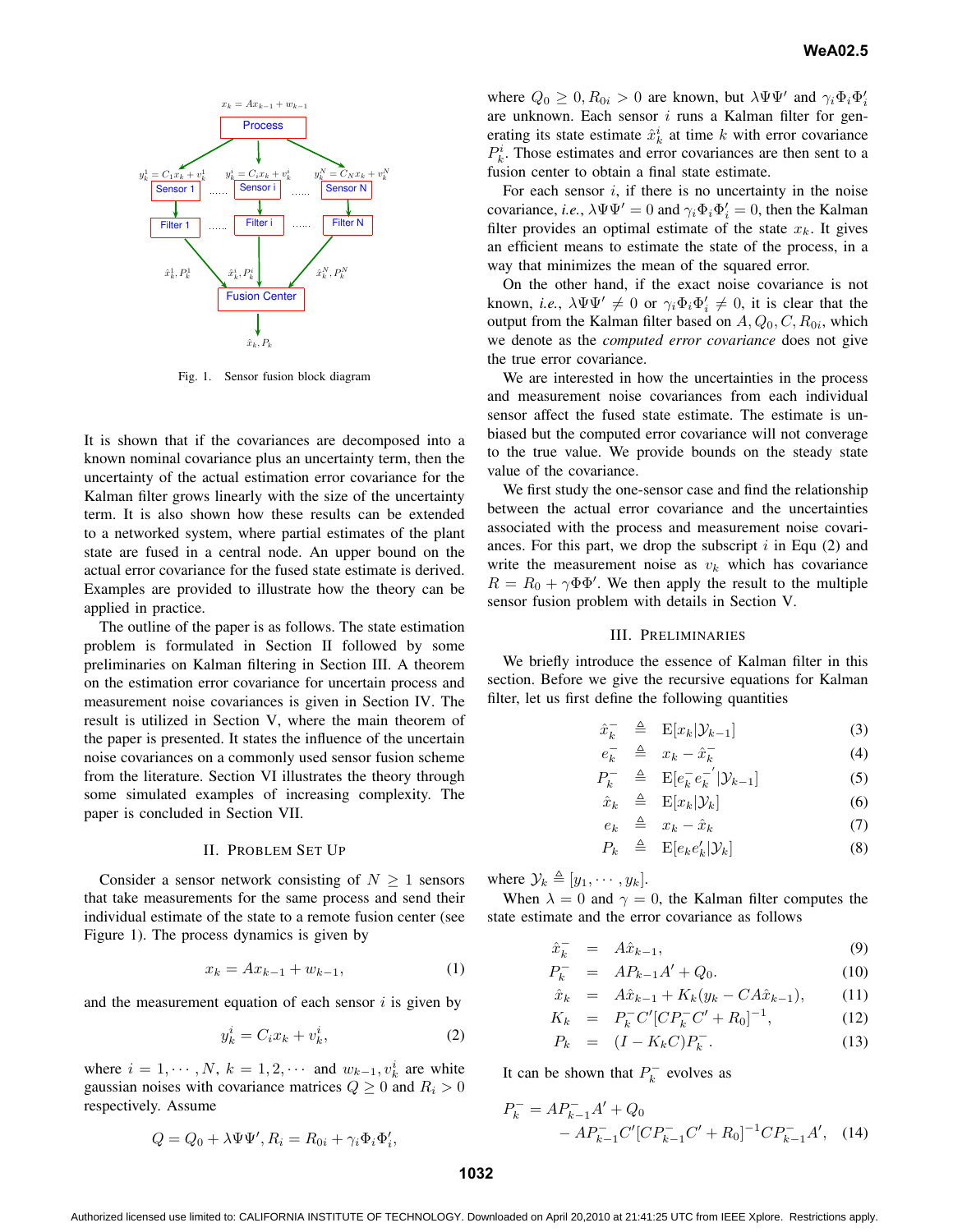Fig. 1. Sensor fusion block diagram

It is shown that if the covariances are decomposed into a known nominal covariance plus an uncertainty term, then the uncertainty of the actual estimation error covariance for the Kalman filter grows linearly with the size of the uncertainty term. It is also shown how these results can be extended to a networked system, where partial estimates of the plant state are fused in a central node. An upper bound on the actual error covariance for the fused state estimate is derived. Examples are provided to illustrate how the theory can be applied in practice.

The outline of the paper is as follows. The state estimation problem is formulated in Section II followed by some preliminaries on Kalman filtering in Section III. A theorem on the estimation error covariance for uncertain process and measurement noise covariances is given in Section IV. The result is utilized in Section V, where the main theorem of the paper is presented. It states the influence of the uncertain noise covariances on a commonly used sensor fusion scheme from the literature. Section VI illustrates the theory through some simulated examples of increasing complexity. The paper is concluded in Section VII.

## II. Problem Set Up

Consider a sensor network consisting of $N \geq 1$ sensors that take measurements for the same process and send their individual estimate of the state to a remote fusion center (see Figure 1). The process dynamics is given by

$$x_k = Ax_{k-1} + w_{k-1}, \tag{1}$$

and the measurement equation of each sensor $i$ is given by

$$y_k^i = C_i x_k + v_k^i, \tag{2}$$

where $i = 1, \cdots, N$, $k = 1, 2, \cdots$ and $w_{k-1}, v_k^i$ are white gaussian noises with covariance matrices $Q \geq 0$ and $R_i > 0$ respectively. Assume

$$Q = Q_0 + \lambda \Psi \Psi', R_i = R_{0i} + \gamma_i \Phi_i \Phi_i',$$

where $Q_0 \geq 0, R_{0i} > 0$ are known, but $\lambda \Psi \Psi'$ and $\gamma_i \Phi_i \Phi_i'$ are unknown. Each sensor $i$ runs a Kalman filter for generating its state estimate $\hat{x}_k^i$ at time $k$ with error covariance $P_k^i$. Those estimates and error covariances are then sent to a fusion center to obtain a final state estimate.

For each sensor $i$, if there is no uncertainty in the noise covariance, *i.e.*, $\lambda \Psi \Psi' = 0$ and $\gamma_i \Phi_i \Phi_i' = 0$, then the Kalman filter provides an optimal estimate of the state $x_k$. It gives an efficient means to estimate the state of the process, in a way that minimizes the mean of the squared error.

On the other hand, if the exact noise covariance is not known, *i.e.*, $\lambda \Psi \Psi' \neq 0$ or $\gamma_i \Phi_i \Phi_i' \neq 0$, it is clear that the output from the Kalman filter based on $A, Q_0, C, R_{0i}$, which we denote as the *computed error covariance* does not give the true error covariance.

We are interested in how the uncertainties in the process and measurement noise covariances from each individual sensor affect the fused state estimate. The estimate is unbiased but the computed error covariance will not converage to the true value. We provide bounds on the steady state value of the covariance.

We first study the one-sensor case and find the relationship between the actual error covariance and the uncertainties associated with the process and measurement noise covariances. For this part, we drop the subscript $i$ in Equ (2) and write the measurement noise as $v_k$ which has covariance $R = R_0 + \gamma \Phi \Phi'$. We then apply the result to the multiple sensor fusion problem with details in Section V.

## III. Preliminaries

We briefly introduce the essence of Kalman filter in this section. Before we give the recursive equations for Kalman filter, let us first define the following quantities

$$\hat{x}_k^- \triangleq \mathrm{E}[x_k | \mathcal{Y}_{k-1}] \tag{3}$$
$$e_k^- \triangleq x_k - \hat{x}_k^- \tag{4}$$
$$P_k^- \triangleq \mathrm{E}[e_k^- e_k^{-'} | \mathcal{Y}_{k-1}] \tag{5}$$
$$\hat{x}_k \triangleq \mathrm{E}[x_k | \mathcal{Y}_k] \tag{6}$$
$$e_k \triangleq x_k - \hat{x}_k \tag{7}$$
$$P_k \triangleq \mathrm{E}[e_k e_k' | \mathcal{Y}_k] \tag{8}$$

where $\mathcal{Y}_k \triangleq [y_1, \cdots, y_k]$.

When $\lambda = 0$ and $\gamma = 0$, the Kalman filter computes the state estimate and the error covariance as follows

$$\hat{x}_k^- = A\hat{x}_{k-1}, \tag{9}$$
$$P_k^- = AP_{k-1}A' + Q_0. \tag{10}$$
$$\hat{x}_k = A\hat{x}_{k-1} + K_k(y_k - CA\hat{x}_{k-1}), \tag{11}$$
$$K_k = P_k^- C'[CP_k^- C' + R_0]^{-1}, \tag{12}$$
$$P_k = (I - K_k C)P_k^-. \tag{13}$$

It can be shown that $P_k^-$ evolves as

$$P_k^- = AP_{k-1}^- A' + Q_0 - AP_{k-1}^- C'[CP_{k-1}^- C' + R_0]^{-1}CP_{k-1}^- A', \tag{14}$$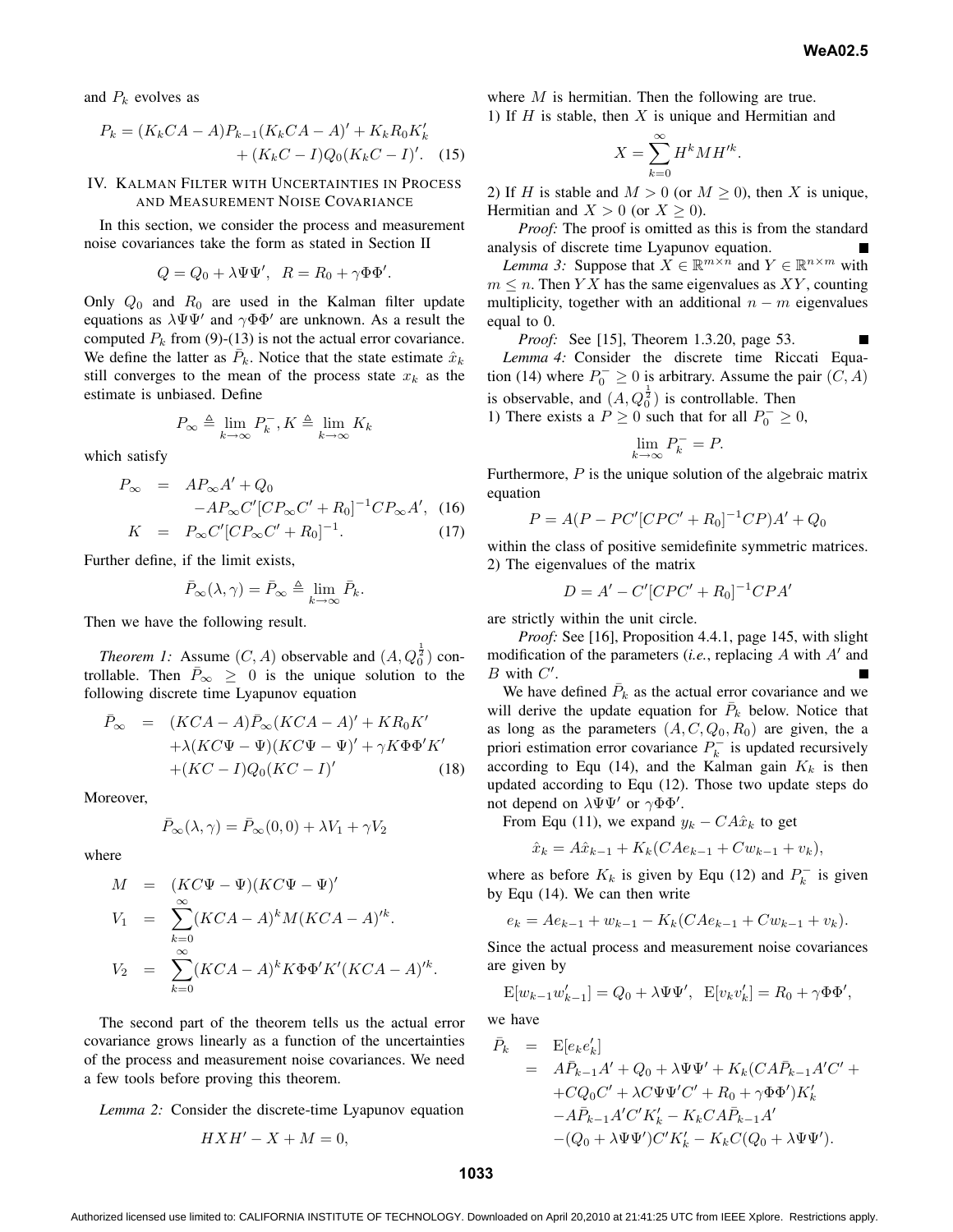and $P_k$ evolves as

$$P_k = (K_kCA - A)P_{k-1}(K_kCA - A)' + K_kR_0K_k' + (K_kC - I)Q_0(K_kC - I)'. \quad (15)$$

## IV. Kalman Filter with Uncertainties in Process and Measurement Noise Covariance

In this section, we consider the process and measurement noise covariances take the form as stated in Section II

$$Q = Q_0 + \lambda\Psi\Psi', \quad R = R_0 + \gamma\Phi\Phi'.$$

Only $Q_0$ and $R_0$ are used in the Kalman filter update equations as $\lambda\Psi\Psi'$ and $\gamma\Phi\Phi'$ are unknown. As a result the computed $P_k$ from (9)-(13) is not the actual error covariance. We define the latter as $\bar{P}_k$. Notice that the state estimate $\hat{x}_k$ still converges to the mean of the process state $x_k$ as the estimate is unbiased. Define

$$P_\infty \triangleq \lim_{k\to\infty} P_k^-, K \triangleq \lim_{k\to\infty} K_k$$

which satisfy

$$\begin{aligned} P_\infty &= AP_\infty A' + Q_0 \\ &\quad - AP_\infty C'[CP_\infty C' + R_0]^{-1}CP_\infty A', \quad (16) \\ K &= P_\infty C'[CP_\infty C' + R_0]^{-1}. \quad (17) \end{aligned}$$

Further define, if the limit exists,

$$\bar{P}_\infty(\lambda, \gamma) = \bar{P}_\infty \triangleq \lim_{k\to\infty} \bar{P}_k.$$

Then we have the following result.

*Theorem 1:* Assume $(C, A)$ observable and $(A, Q_0^{\frac{1}{2}})$ controllable. Then $\bar{P}_\infty \geq 0$ is the unique solution to the following discrete time Lyapunov equation

$$\begin{aligned} \bar{P}_\infty &= (KCA - A)\bar{P}_\infty(KCA - A)' + KR_0K' \\ &\quad + \lambda(KC\Psi - \Psi)(KC\Psi - \Psi)' + \gamma K\Phi\Phi'K' \\ &\quad + (KC - I)Q_0(KC - I)' \quad (18) \end{aligned}$$

Moreover,

$$\bar{P}_\infty(\lambda, \gamma) = \bar{P}_\infty(0, 0) + \lambda V_1 + \gamma V_2$$

where

$$\begin{aligned} M &= (KC\Psi - \Psi)(KC\Psi - \Psi)' \\ V_1 &= \sum_{k=0}^{\infty}(KCA - A)^k M(KCA - A)'^k. \\ V_2 &= \sum_{k=0}^{\infty}(KCA - A)^k K\Phi\Phi'K'(KCA - A)'^k. \end{aligned}$$

The second part of the theorem tells us the actual error covariance grows linearly as a function of the uncertainties of the process and measurement noise covariances. We need a few tools before proving this theorem.

*Lemma 2:* Consider the discrete-time Lyapunov equation

$$HXH' - X + M = 0,$$

where $M$ is hermitian. Then the following are true.
1) If $H$ is stable, then $X$ is unique and Hermitian and

$$X = \sum_{k=0}^{\infty} H^k M H'^k.$$

2) If $H$ is stable and $M > 0$ (or $M \geq 0$), then $X$ is unique, Hermitian and $X > 0$ (or $X \geq 0$).

*Proof:* The proof is omitted as this is from the standard analysis of discrete time Lyapunov equation. ∎

*Lemma 3:* Suppose that $X \in \mathbb{R}^{m\times n}$ and $Y \in \mathbb{R}^{n\times m}$ with $m \leq n$. Then $YX$ has the same eigenvalues as $XY$, counting multiplicity, together with an additional $n - m$ eigenvalues equal to 0.

*Proof:* See [15], Theorem 1.3.20, page 53. ∎

*Lemma 4:* Consider the discrete time Riccati Equation (14) where $P_0^- \geq 0$ is arbitrary. Assume the pair $(C, A)$ is observable, and $(A, Q_0^{\frac{1}{2}})$ is controllable. Then
1) There exists a $P \geq 0$ such that for all $P_0^- \geq 0$,

$$\lim_{k\to\infty} P_k^- = P.$$

Furthermore, $P$ is the unique solution of the algebraic matrix equation

$$P = A(P - PC'[CPC' + R_0]^{-1}CP)A' + Q_0$$

within the class of positive semidefinite symmetric matrices.
2) The eigenvalues of the matrix

$$D = A' - C'[CPC' + R_0]^{-1}CPA'$$

are strictly within the unit circle.

*Proof:* See [16], Proposition 4.4.1, page 145, with slight modification of the parameters (*i.e.*, replacing $A$ with $A'$ and $B$ with $C'$. ∎

We have defined $\bar{P}_k$ as the actual error covariance and we will derive the update equation for $\bar{P}_k$ below. Notice that as long as the parameters $(A, C, Q_0, R_0)$ are given, the a priori estimation error covariance $P_k^-$ is updated recursively according to Equ (14), and the Kalman gain $K_k$ is then updated according to Equ (12). Those two update steps do not depend on $\lambda\Psi\Psi'$ or $\gamma\Phi\Phi'$.

From Equ (11), we expand $y_k - CA\hat{x}_k$ to get

$$\hat{x}_k = A\hat{x}_{k-1} + K_k(CAe_{k-1} + Cw_{k-1} + v_k),$$

where as before $K_k$ is given by Equ (12) and $P_k^-$ is given by Equ (14). We can then write

$$e_k = Ae_{k-1} + w_{k-1} - K_k(CAe_{k-1} + Cw_{k-1} + v_k).$$

Since the actual process and measurement noise covariances are given by

$$\mathrm{E}[w_{k-1}w_{k-1}'] = Q_0 + \lambda\Psi\Psi', \quad \mathrm{E}[v_kv_k'] = R_0 + \gamma\Phi\Phi',$$

we have

$$\begin{aligned} \bar{P}_k &= \mathrm{E}[e_ke_k'] \\ &= A\bar{P}_{k-1}A' + Q_0 + \lambda\Psi\Psi' + K_k(CA\bar{P}_{k-1}A'C' + \\ &\quad + CQ_0C' + \lambda C\Psi\Psi'C' + R_0 + \gamma\Phi\Phi')K_k' \\ &\quad - A\bar{P}_{k-1}A'C'K_k' - K_kCA\bar{P}_{k-1}A' \\ &\quad - (Q_0 + \lambda\Psi\Psi')C'K_k' - K_kC(Q_0 + \lambda\Psi\Psi'). \end{aligned}$$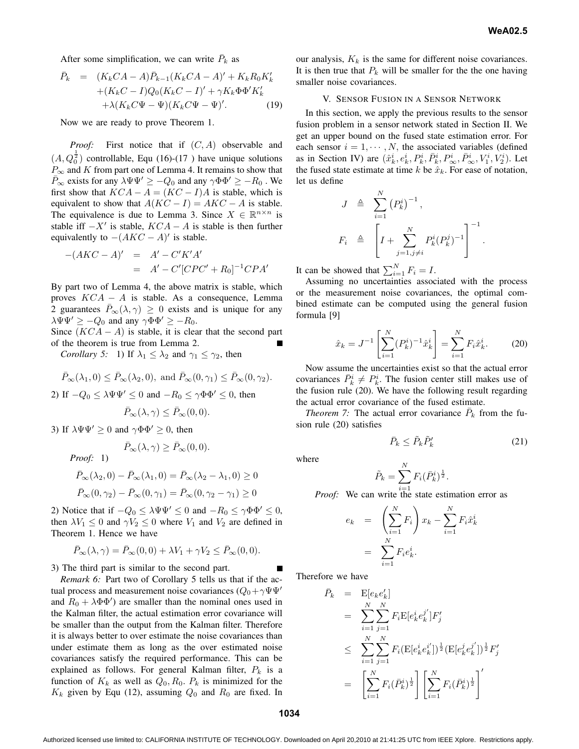After some simplification, we can write $\bar{P}_k$ as

$$
\begin{aligned}
\bar{P}_k &= (K_kCA - A)\bar{P}_{k-1}(K_kCA - A)' + K_kR_0K_k' \\
&\quad + (K_kC - I)Q_0(K_kC - I)' + \gamma K_k\Phi\Phi' K_k' \\
&\quad + \lambda(K_kC\Psi - \Psi)(K_kC\Psi - \Psi)'. \qquad (19)
\end{aligned}
$$

Now we are ready to prove Theorem 1.

*Proof:* First notice that if $(C, A)$ observable and $(A, Q_0^{\frac{1}{2}})$ controllable, Equ (16)-(17 ) have unique solutions $P_\infty$ and $K$ from part one of Lemma 4. It remains to show that $\bar{P}_\infty$ exists for any $\lambda\Psi\Psi' \geq -Q_0$ and any $\gamma\Phi\Phi' \geq -R_0$ . We first show that $KCA - A = (KC - I)A$ is stable, which is equivalent to show that $A(KC - I) = AKC - A$ is stable. The equivalence is due to Lemma 3. Since $X \in \mathbb{R}^{n\times n}$ is stable iff $-X'$ is stable, $KCA - A$ is stable is then further equivalently to $-(AKC - A)'$ is stable.

$$
\begin{aligned}
-(AKC - A)' &= A' - C'K'A' \\
&= A' - C'[CPC' + R_0]^{-1}CPA'
\end{aligned}
$$

By part two of Lemma 4, the above matrix is stable, which proves $KCA - A$ is stable. As a consequence, Lemma 2 guarantees $\bar{P}_\infty(\lambda, \gamma) \geq 0$ exists and is unique for any $\lambda\Psi\Psi' \geq -Q_0$ and any $\gamma\Phi\Phi' \geq -R_0$.

Since $(KCA - A)$ is stable, it is clear that the second part of the theorem is true from Lemma 2. ∎

*Corollary 5:* 1) If $\lambda_1 \leq \lambda_2$ and $\gamma_1 \leq \gamma_2$, then

$$
\bar{P}_\infty(\lambda_1, 0) \leq \bar{P}_\infty(\lambda_2, 0), \text{ and } \bar{P}_\infty(0, \gamma_1) \leq \bar{P}_\infty(0, \gamma_2).
$$

2) If $-Q_0 \leq \lambda\Psi\Psi' \leq 0$ and $-R_0 \leq \gamma\Phi\Phi' \leq 0$, then

$$
\bar{P}_\infty(\lambda, \gamma) \leq \bar{P}_\infty(0, 0).
$$

3) If $\lambda\Psi\Psi' \geq 0$ and $\gamma\Phi\Phi' \geq 0$, then

$$
\bar{P}_\infty(\lambda, \gamma) \geq \bar{P}_\infty(0, 0).
$$

*Proof:* 1)

$$
\bar{P}_\infty(\lambda_2, 0) - \bar{P}_\infty(\lambda_1, 0) = \bar{P}_\infty(\lambda_2 - \lambda_1, 0) \geq 0
$$

$$
\bar{P}_\infty(0, \gamma_2) - \bar{P}_\infty(0, \gamma_1) = \bar{P}_\infty(0, \gamma_2 - \gamma_1) \geq 0
$$

2) Notice that if $-Q_0 \leq \lambda\Psi\Psi' \leq 0$ and $-R_0 \leq \gamma\Phi\Phi' \leq 0$, then $\lambda V_1 \leq 0$ and $\gamma V_2 \leq 0$ where $V_1$ and $V_2$ are defined in Theorem 1. Hence we have

$$
\bar{P}_\infty(\lambda, \gamma) = \bar{P}_\infty(0, 0) + \lambda V_1 + \gamma V_2 \leq \bar{P}_\infty(0, 0).
$$

3) The third part is similar to the second part. ∎

*Remark 6:* Part two of Corollary 5 tells us that if the actual process and measurement noise covariances ($Q_0 + \gamma\Psi\Psi'$ and $R_0 + \lambda\Phi\Phi'$) are smaller than the nominal ones used in the Kalman filter, the actual estimation error covariance will be smaller than the output from the Kalman filter. Therefore it is always better to over estimate the noise covariances than under estimate them as long as the over estimated noise covariances satisfy the required performance. This can be explained as follows. For general Kalman filter, $P_k$ is a function of $K_k$ as well as $Q_0, R_0$. $P_k$ is minimized for the $K_k$ given by Equ (12), assuming $Q_0$ and $R_0$ are fixed. In our analysis, $K_k$ is the same for different noise covariances. It is then true that $P_k$ will be smaller for the the one having smaller noise covariances.

## V. Sensor Fusion in a Sensor Network

In this section, we apply the previous results to the sensor fusion problem in a sensor network stated in Section II. We get an upper bound on the fused state estimation error. For each sensor $i = 1, \cdots, N$, the associated variables (defined as in Section IV) are $(\hat{x}_k^i, e_k^i, P_k^i, \bar{P}_k^i, P_\infty^i, \bar{P}_\infty^i, V_1^i, V_2^i)$. Let the fused state estimate at time $k$ be $\hat{x}_k$. For ease of notation, let us define

$$
\begin{aligned}
J &\triangleq \sum_{i=1}^{N} \left(P_k^i\right)^{-1}, \\
F_i &\triangleq \left[I + \sum_{j=1, j\neq i}^{N} P_k^i (P_k^j)^{-1}\right]^{-1}.
\end{aligned}
$$

It can be showed that $\sum_{i=1}^{N} F_i = I$.

Assuming no uncertainties associated with the process or the measurement noise covariances, the optimal combined estimate can be computed using the general fusion formula [9]

$$
\hat{x}_k = J^{-1}\left[\sum_{i=1}^{N} (P_k^i)^{-1}\hat{x}_k^i\right] = \sum_{i=1}^{N} F_i \hat{x}_k^i. \qquad (20)
$$

Now assume the uncertainties exist so that the actual error covariances $\bar{P}_k^i \neq P_k^i$. The fusion center still makes use of the fusion rule (20). We have the following result regarding the actual error covariance of the fused estimate.

*Theorem 7:* The actual error covariance $\bar{P}_k$ from the fusion rule (20) satisfies

$$
\bar{P}_k \leq \tilde{P}_k \tilde{P}_k' \qquad (21)
$$

where

$$
\tilde{P}_k = \sum_{i=1}^{N} F_i (\bar{P}_k^i)^{\frac{1}{2}}.
$$

*Proof:* We can write the state estimation error as

$$
\begin{aligned}
e_k &= \left(\sum_{i=1}^{N} F_i\right) x_k - \sum_{i=1}^{N} F_i \hat{x}_k^i \\
&= \sum_{i=1}^{N} F_i e_k^i.
\end{aligned}
$$

Therefore we have

$$
\begin{aligned}
\bar{P}_k &= \mathrm{E}[e_k e_k'] \\
&= \sum_{i=1}^{N}\sum_{j=1}^{N} F_i \mathrm{E}[e_k^i e_k^{j'}] F_j' \\
&\leq \sum_{i=1}^{N}\sum_{j=1}^{N} F_i (\mathrm{E}[e_k^i e_k^{i'}])^{\frac{1}{2}} (\mathrm{E}[e_k^j e_k^{j'}])^{\frac{1}{2}} F_j' \\
&= \left[\sum_{i=1}^{N} F_i (\bar{P}_k^i)^{\frac{1}{2}}\right] \left[\sum_{i=1}^{N} F_i (\bar{P}_k^i)^{\frac{1}{2}}\right]'
\end{aligned}
$$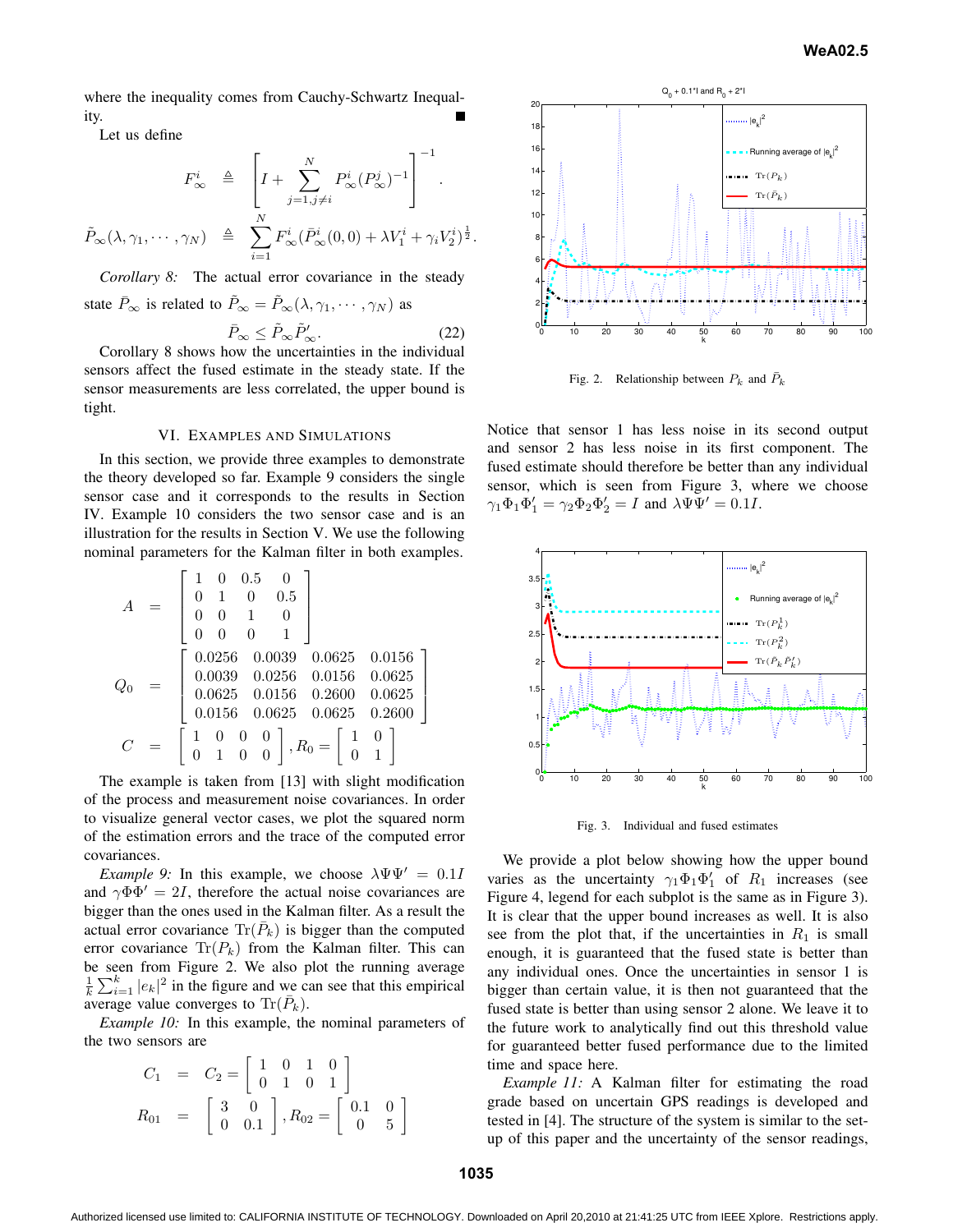where the inequality comes from Cauchy-Schwartz Inequality. ■

Let us define

$$F^i_\infty \triangleq \left[ I + \sum_{j=1, j\neq i}^{N} P^i_\infty (P^j_\infty)^{-1} \right]^{-1}.$$

$$\tilde{P}_\infty(\lambda, \gamma_1, \cdots, \gamma_N) \triangleq \sum_{i=1}^{N} F^i_\infty (\bar{P}^i_\infty(0,0) + \lambda V^i_1 + \gamma_i V^i_2)^{\frac{1}{2}}.$$

*Corollary 8:* The actual error covariance in the steady state $\bar{P}_\infty$ is related to $\tilde{P}_\infty = \tilde{P}_\infty(\lambda, \gamma_1, \cdots, \gamma_N)$ as

$$\bar{P}_\infty \leq \tilde{P}_\infty \tilde{P}'_\infty. \tag{22}$$

Corollary 8 shows how the uncertainties in the individual sensors affect the fused estimate in the steady state. If the sensor measurements are less correlated, the upper bound is tight.

## VI. Examples and Simulations

In this section, we provide three examples to demonstrate the theory developed so far. Example 9 considers the single sensor case and it corresponds to the results in Section IV. Example 10 considers the two sensor case and is an illustration for the results in Section V. We use the following nominal parameters for the Kalman filter in both examples.

$$A = \begin{bmatrix} 1 & 0 & 0.5 & 0 \\ 0 & 1 & 0 & 0.5 \\ 0 & 0 & 1 & 0 \\ 0 & 0 & 0 & 1 \end{bmatrix}$$

$$Q_0 = \begin{bmatrix} 0.0256 & 0.0039 & 0.0625 & 0.0156 \\ 0.0039 & 0.0256 & 0.0156 & 0.0625 \\ 0.0625 & 0.0156 & 0.2600 & 0.0625 \\ 0.0156 & 0.0625 & 0.0625 & 0.2600 \end{bmatrix}$$

$$C = \begin{bmatrix} 1 & 0 & 0 & 0 \\ 0 & 1 & 0 & 0 \end{bmatrix}, R_0 = \begin{bmatrix} 1 & 0 \\ 0 & 1 \end{bmatrix}$$

The example is taken from [13] with slight modification of the process and measurement noise covariances. In order to visualize general vector cases, we plot the squared norm of the estimation errors and the trace of the computed error covariances.

*Example 9:* In this example, we choose $\lambda \Psi \Psi' = 0.1I$ and $\gamma \Phi \Phi' = 2I$, therefore the actual noise covariances are bigger than the ones used in the Kalman filter. As a result the actual error covariance $\text{Tr}(\bar{P}_k)$ is bigger than the computed error covariance $\text{Tr}(P_k)$ from the Kalman filter. This can be seen from Figure 2. We also plot the running average $\frac{1}{k}\sum_{i=1}^{k} |e_k|^2$ in the figure and we can see that this empirical average value converges to $\text{Tr}(\bar{P}_k)$.

*Example 10:* In this example, the nominal parameters of the two sensors are

$$C_1 = C_2 = \begin{bmatrix} 1 & 0 & 1 & 0 \\ 0 & 1 & 0 & 1 \end{bmatrix}$$

$$R_{01} = \begin{bmatrix} 3 & 0 \\ 0 & 0.1 \end{bmatrix}, R_{02} = \begin{bmatrix} 0.1 & 0 \\ 0 & 5 \end{bmatrix}$$

Fig. 2. Relationship between $P_k$ and $\bar{P}_k$

Notice that sensor 1 has less noise in its second output and sensor 2 has less noise in its first component. The fused estimate should therefore be better than any individual sensor, which is seen from Figure 3, where we choose $\gamma_1 \Phi_1 \Phi'_1 = \gamma_2 \Phi_2 \Phi'_2 = I$ and $\lambda \Psi \Psi' = 0.1I$.

Fig. 3. Individual and fused estimates

We provide a plot below showing how the upper bound varies as the uncertainty $\gamma_1 \Phi_1 \Phi'_1$ of $R_1$ increases (see Figure 4, legend for each subplot is the same as in Figure 3). It is clear that the upper bound increases as well. It is also see from the plot that, if the uncertainties in $R_1$ is small enough, it is guaranteed that the fused state is better than any individual ones. Once the uncertainties in sensor 1 is bigger than certain value, it is then not guaranteed that the fused state is better than using sensor 2 alone. We leave it to the future work to analytically find out this threshold value for guaranteed better fused performance due to the limited time and space here.

*Example 11:* A Kalman filter for estimating the road grade based on uncertain GPS readings is developed and tested in [4]. The structure of the system is similar to the set-up of this paper and the uncertainty of the sensor readings,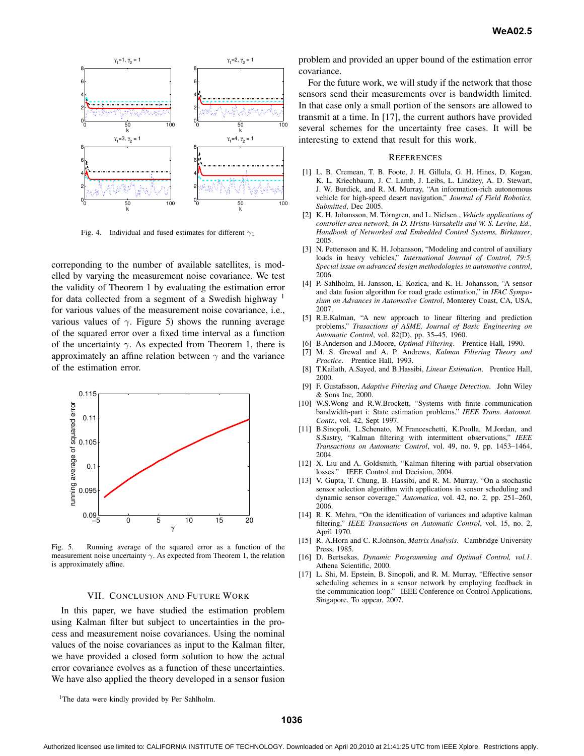$\gamma_1$=1, $\gamma_2$ = 1

$\gamma_1$=2, $\gamma_2$ = 1

$\gamma_1$=3, $\gamma_2$ = 1

$\gamma_1$=4, $\gamma_2$ = 1

8
6
4
2
0
0 50 100
k

Fig. 4. Individual and fused estimates for different $\gamma_1$

correponding to the number of available satellites, is modelled by varying the measurement noise covariance. We test the validity of Theorem 1 by evaluating the estimation error for data collected from a segment of a Swedish highway [1] for various values of the measurement noise covariance, i.e., various values of $\gamma$. Figure 5) shows the running average of the squared error over a fixed time interval as a function of the uncertainty $\gamma$. As expected from Theorem 1, there is approximately an affine relation between $\gamma$ and the variance of the estimation error.

running average of squared error

0.115
0.11
0.105
0.1
0.095
0.09
−5 0 5 10 15 20
$\gamma$

Fig. 5. Running average of the squared error as a function of the measurement noise uncertainty $\gamma$. As expected from Theorem 1, the relation is approximately affine.

## VII. Conclusion and Future Work

In this paper, we have studied the estimation problem using Kalman filter but subject to uncertainties in the process and measurement noise covariances. Using the nominal values of the noise covariances as input to the Kalman filter, we have provided a closed form solution to how the actual error covariance evolves as a function of these uncertainties. We have also applied the theory developed in a sensor fusion problem and provided an upper bound of the estimation error covariance.

For the future work, we will study if the network that those sensors send their measurements over is bandwidth limited. In that case only a small portion of the sensors are allowed to transmit at a time. In [17], the current authors have provided several schemes for the uncertainty free cases. It will be interesting to extend that result for this work.

## References

[1] L. B. Cremean, T. B. Foote, J. H. Gillula, G. H. Hines, D. Kogan, K. L. Kriechbaum, J. C. Lamb, J. Leibs, L. Lindzey, A. D. Stewart, J. W. Burdick, and R. M. Murray, "An information-rich autonomous vehicle for high-speed desert navigation," *Journal of Field Robotics, Submitted*, Dec 2005.

[2] K. H. Johansson, M. Törngren, and L. Nielsen., *Vehicle applications of controller area network, In D. Hristu-Varsakelis and W. S. Levine, Ed., Handbook of Networked and Embedded Control Systems, Birkäuser*, 2005.

[3] N. Pettersson and K. H. Johansson, "Modeling and control of auxiliary loads in heavy vehicles," *International Journal of Control, 79:5, Special issue on advanced design methodologies in automotive control*, 2006.

[4] P. Sahlholm, J. Jansson, E. Kozica, and K. H. Johansson, "A sensor and data fusion algorithm for road grade estimation," in *IFAC Symposium on Advances in Automotive Control*, Monterey Coast, CA, USA, 2007.

[5] R.E.Kalman, "A new approach to linear filtering and prediction problems," *Trasactions of ASME, Journal of Basic Engineering on Automatic Control*, vol. 82(D), pp. 35–45, 1960.

[6] B.Anderson and J.Moore, *Optimal Filtering*. Prentice Hall, 1990.

[7] M. S. Grewal and A. P. Andrews, *Kalman Filtering Theory and Practice*. Prentice Hall, 1993.

[8] T.Kailath, A.Sayed, and B.Hassibi, *Linear Estimation*. Prentice Hall, 2000.

[9] F. Gustafsson, *Adaptive Filtering and Change Detection*. John Wiley & Sons Inc, 2000.

[10] W.S.Wong and R.W.Brockett, "Systems with finite communication bandwidth-part i: State estimation problems," *IEEE Trans. Automat. Contr.*, vol. 42, Sept 1997.

[11] B.Sinopoli, L.Schenato, M.Franceschetti, K.Poolla, M.Jordan, and S.Sastry, "Kalman filtering with intermittent observations," *IEEE Transactions on Automatic Control*, vol. 49, no. 9, pp. 1453–1464, 2004.

[12] X. Liu and A. Goldsmith, "Kalman filtering with partial observation losses." IEEE Control and Decision, 2004.

[13] V. Gupta, T. Chung, B. Hassibi, and R. M. Murray, "On a stochastic sensor selection algorithm with applications in sensor scheduling and dynamic sensor coverage," *Automatica*, vol. 42, no. 2, pp. 251–260, 2006.

[14] R. K. Mehra, "On the identification of variances and adaptive kalman filtering," *IEEE Transactions on Automatic Control*, vol. 15, no. 2, April 1970.

[15] R. A.Horn and C. R.Johnson, *Matrix Analysis*. Cambridge University Press, 1985.

[16] D. Bertsekas, *Dynamic Programming and Optimal Control, vol.1*. Athena Scientific, 2000.

[17] L. Shi, M. Epstein, B. Sinopoli, and R. M. Murray, "Effective sensor scheduling schemes in a sensor network by employing feedback in the communication loop." IEEE Conference on Control Applications, Singapore, To appear, 2007.

[1] The data were kindly provided by Per Sahlholm.